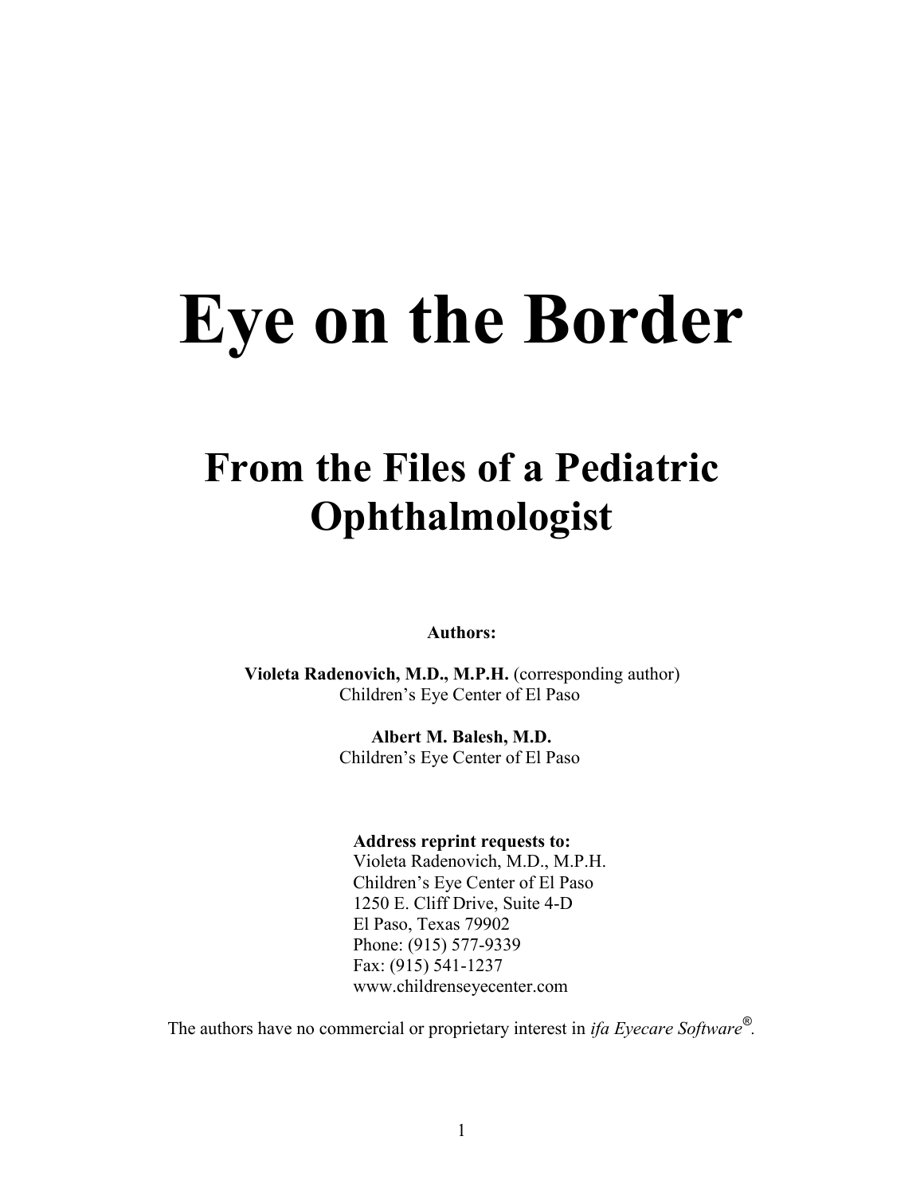# Eye on the Border

## From the Files of a Pediatric Ophthalmologist

**Authors:**

**Violeta Radenovich, M.D., M.P.H.** (corresponding author)
Children's Eye Center of El Paso

**Albert M. Balesh, M.D.**
Children's Eye Center of El Paso

**Address reprint requests to:**
Violeta Radenovich, M.D., M.P.H.
Children's Eye Center of El Paso
1250 E. Cliff Drive, Suite 4-D
El Paso, Texas 79902
Phone: (915) 577-9339
Fax: (915) 541-1237
www.childrenseyecenter.com

The authors have no commercial or proprietary interest in *ifa Eyecare Software®*.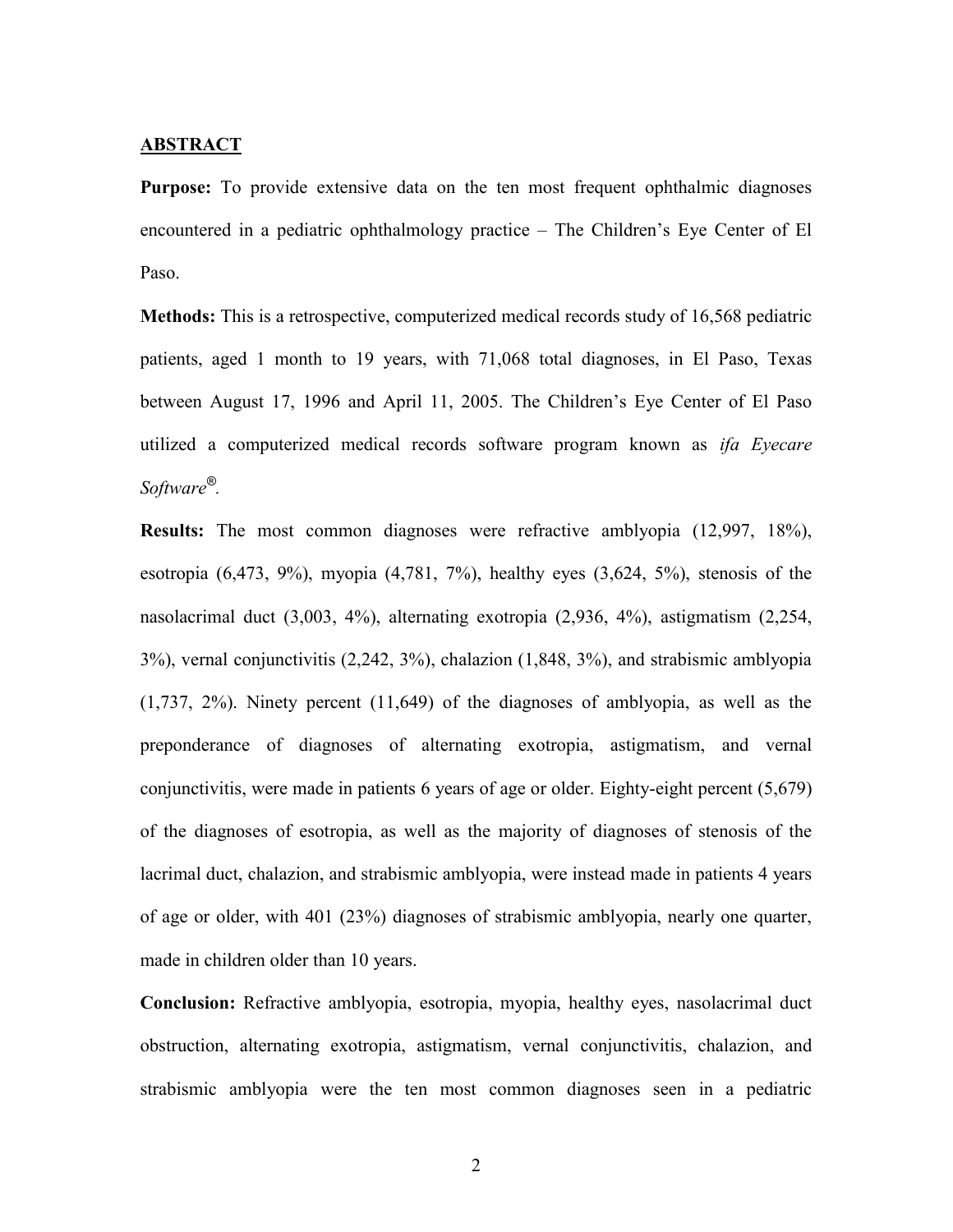## ABSTRACT

**Purpose:** To provide extensive data on the ten most frequent ophthalmic diagnoses encountered in a pediatric ophthalmology practice – The Children's Eye Center of El Paso.

**Methods:** This is a retrospective, computerized medical records study of 16,568 pediatric patients, aged 1 month to 19 years, with 71,068 total diagnoses, in El Paso, Texas between August 17, 1996 and April 11, 2005. The Children's Eye Center of El Paso utilized a computerized medical records software program known as *ifa Eyecare Software®*.

**Results:** The most common diagnoses were refractive amblyopia (12,997, 18%), esotropia (6,473, 9%), myopia (4,781, 7%), healthy eyes (3,624, 5%), stenosis of the nasolacrimal duct (3,003, 4%), alternating exotropia (2,936, 4%), astigmatism (2,254, 3%), vernal conjunctivitis (2,242, 3%), chalazion (1,848, 3%), and strabismic amblyopia (1,737, 2%). Ninety percent (11,649) of the diagnoses of amblyopia, as well as the preponderance of diagnoses of alternating exotropia, astigmatism, and vernal conjunctivitis, were made in patients 6 years of age or older. Eighty-eight percent (5,679) of the diagnoses of esotropia, as well as the majority of diagnoses of stenosis of the lacrimal duct, chalazion, and strabismic amblyopia, were instead made in patients 4 years of age or older, with 401 (23%) diagnoses of strabismic amblyopia, nearly one quarter, made in children older than 10 years.

**Conclusion:** Refractive amblyopia, esotropia, myopia, healthy eyes, nasolacrimal duct obstruction, alternating exotropia, astigmatism, vernal conjunctivitis, chalazion, and strabismic amblyopia were the ten most common diagnoses seen in a pediatric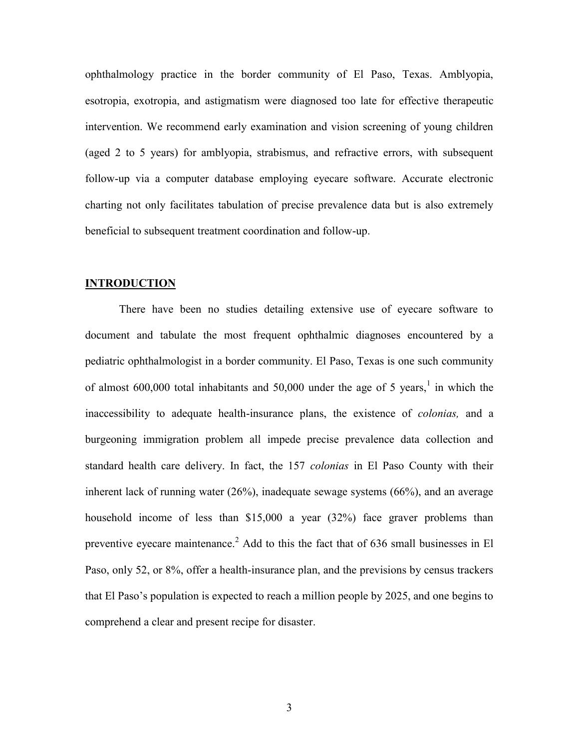ophthalmology practice in the border community of El Paso, Texas. Amblyopia, esotropia, exotropia, and astigmatism were diagnosed too late for effective therapeutic intervention. We recommend early examination and vision screening of young children (aged 2 to 5 years) for amblyopia, strabismus, and refractive errors, with subsequent follow-up via a computer database employing eyecare software. Accurate electronic charting not only facilitates tabulation of precise prevalence data but is also extremely beneficial to subsequent treatment coordination and follow-up.

## INTRODUCTION

There have been no studies detailing extensive use of eyecare software to document and tabulate the most frequent ophthalmic diagnoses encountered by a pediatric ophthalmologist in a border community. El Paso, Texas is one such community of almost 600,000 total inhabitants and 50,000 under the age of 5 years,[1] in which the inaccessibility to adequate health-insurance plans, the existence of *colonias,* and a burgeoning immigration problem all impede precise prevalence data collection and standard health care delivery. In fact, the 157 *colonias* in El Paso County with their inherent lack of running water (26%), inadequate sewage systems (66%), and an average household income of less than $15,000 a year (32%) face graver problems than preventive eyecare maintenance.[2] Add to this the fact that of 636 small businesses in El Paso, only 52, or 8%, offer a health-insurance plan, and the previsions by census trackers that El Paso's population is expected to reach a million people by 2025, and one begins to comprehend a clear and present recipe for disaster.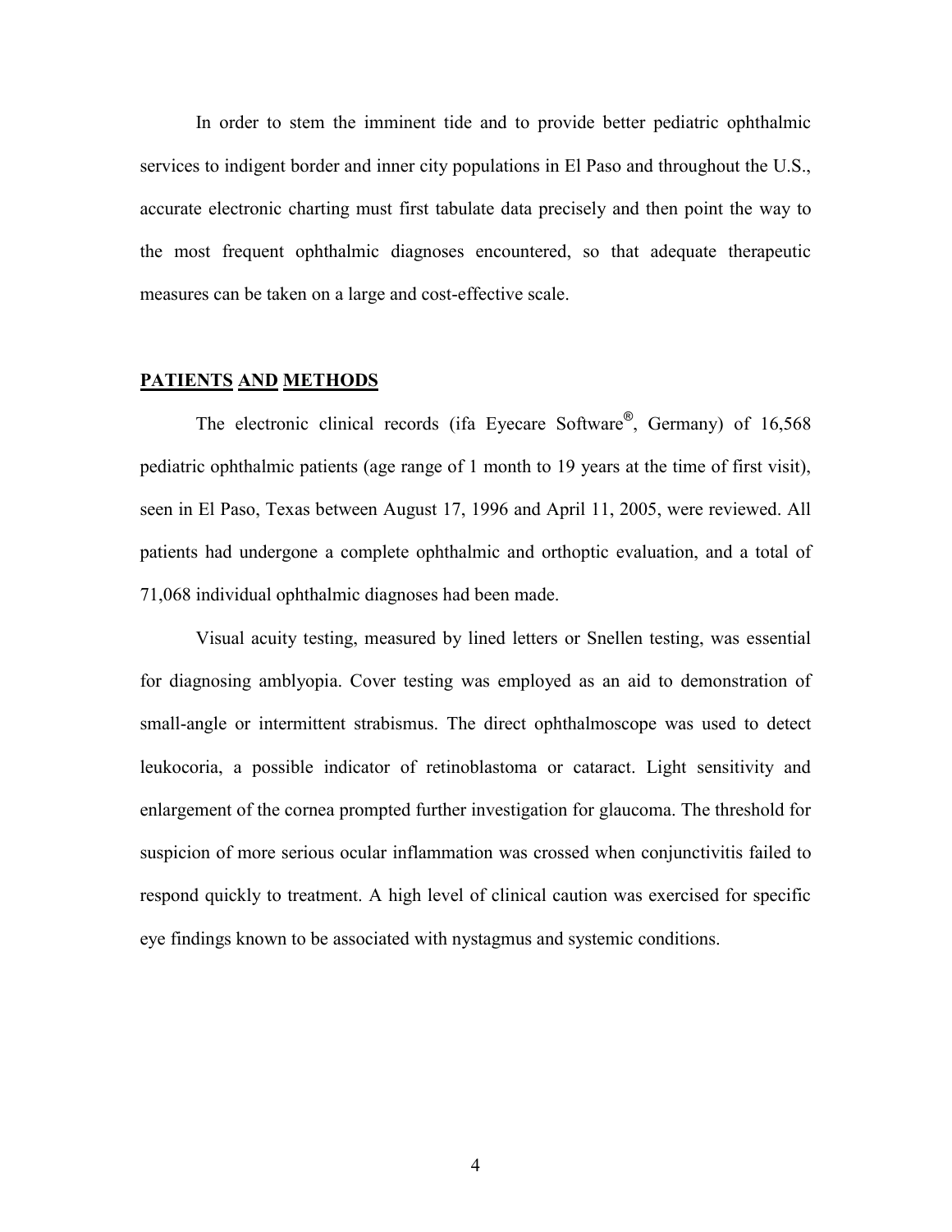In order to stem the imminent tide and to provide better pediatric ophthalmic services to indigent border and inner city populations in El Paso and throughout the U.S., accurate electronic charting must first tabulate data precisely and then point the way to the most frequent ophthalmic diagnoses encountered, so that adequate therapeutic measures can be taken on a large and cost-effective scale.

## PATIENTS AND METHODS

The electronic clinical records (ifa Eyecare Software®, Germany) of 16,568 pediatric ophthalmic patients (age range of 1 month to 19 years at the time of first visit), seen in El Paso, Texas between August 17, 1996 and April 11, 2005, were reviewed. All patients had undergone a complete ophthalmic and orthoptic evaluation, and a total of 71,068 individual ophthalmic diagnoses had been made.

Visual acuity testing, measured by lined letters or Snellen testing, was essential for diagnosing amblyopia. Cover testing was employed as an aid to demonstration of small-angle or intermittent strabismus. The direct ophthalmoscope was used to detect leukocoria, a possible indicator of retinoblastoma or cataract. Light sensitivity and enlargement of the cornea prompted further investigation for glaucoma. The threshold for suspicion of more serious ocular inflammation was crossed when conjunctivitis failed to respond quickly to treatment. A high level of clinical caution was exercised for specific eye findings known to be associated with nystagmus and systemic conditions.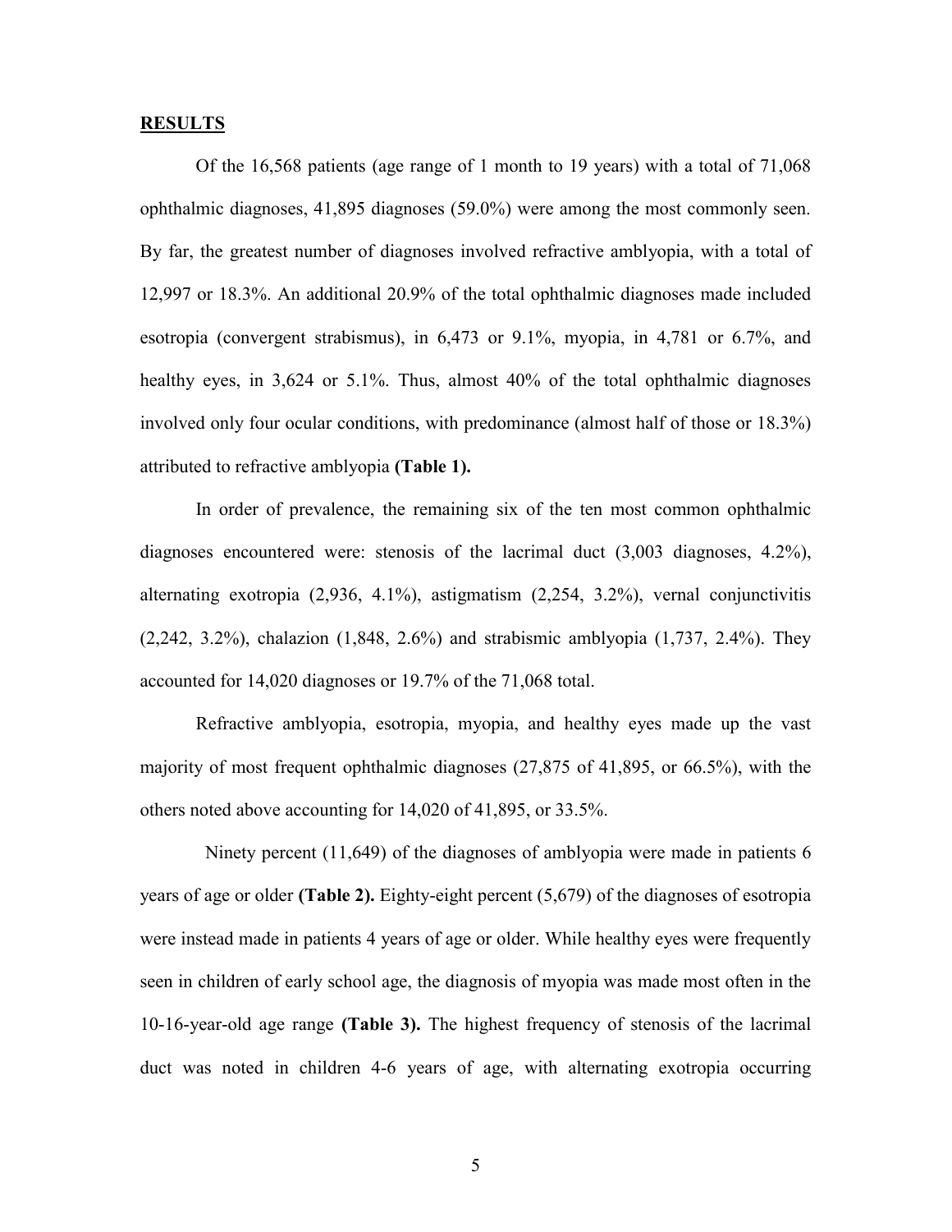## RESULTS

Of the 16,568 patients (age range of 1 month to 19 years) with a total of 71,068 ophthalmic diagnoses, 41,895 diagnoses (59.0%) were among the most commonly seen. By far, the greatest number of diagnoses involved refractive amblyopia, with a total of 12,997 or 18.3%. An additional 20.9% of the total ophthalmic diagnoses made included esotropia (convergent strabismus), in 6,473 or 9.1%, myopia, in 4,781 or 6.7%, and healthy eyes, in 3,624 or 5.1%. Thus, almost 40% of the total ophthalmic diagnoses involved only four ocular conditions, with predominance (almost half of those or 18.3%) attributed to refractive amblyopia **(Table 1).**

In order of prevalence, the remaining six of the ten most common ophthalmic diagnoses encountered were: stenosis of the lacrimal duct (3,003 diagnoses, 4.2%), alternating exotropia (2,936, 4.1%), astigmatism (2,254, 3.2%), vernal conjunctivitis (2,242, 3.2%), chalazion (1,848, 2.6%) and strabismic amblyopia (1,737, 2.4%). They accounted for 14,020 diagnoses or 19.7% of the 71,068 total.

Refractive amblyopia, esotropia, myopia, and healthy eyes made up the vast majority of most frequent ophthalmic diagnoses (27,875 of 41,895, or 66.5%), with the others noted above accounting for 14,020 of 41,895, or 33.5%.

Ninety percent (11,649) of the diagnoses of amblyopia were made in patients 6 years of age or older **(Table 2).** Eighty-eight percent (5,679) of the diagnoses of esotropia were instead made in patients 4 years of age or older. While healthy eyes were frequently seen in children of early school age, the diagnosis of myopia was made most often in the 10-16-year-old age range **(Table 3).** The highest frequency of stenosis of the lacrimal duct was noted in children 4-6 years of age, with alternating exotropia occurring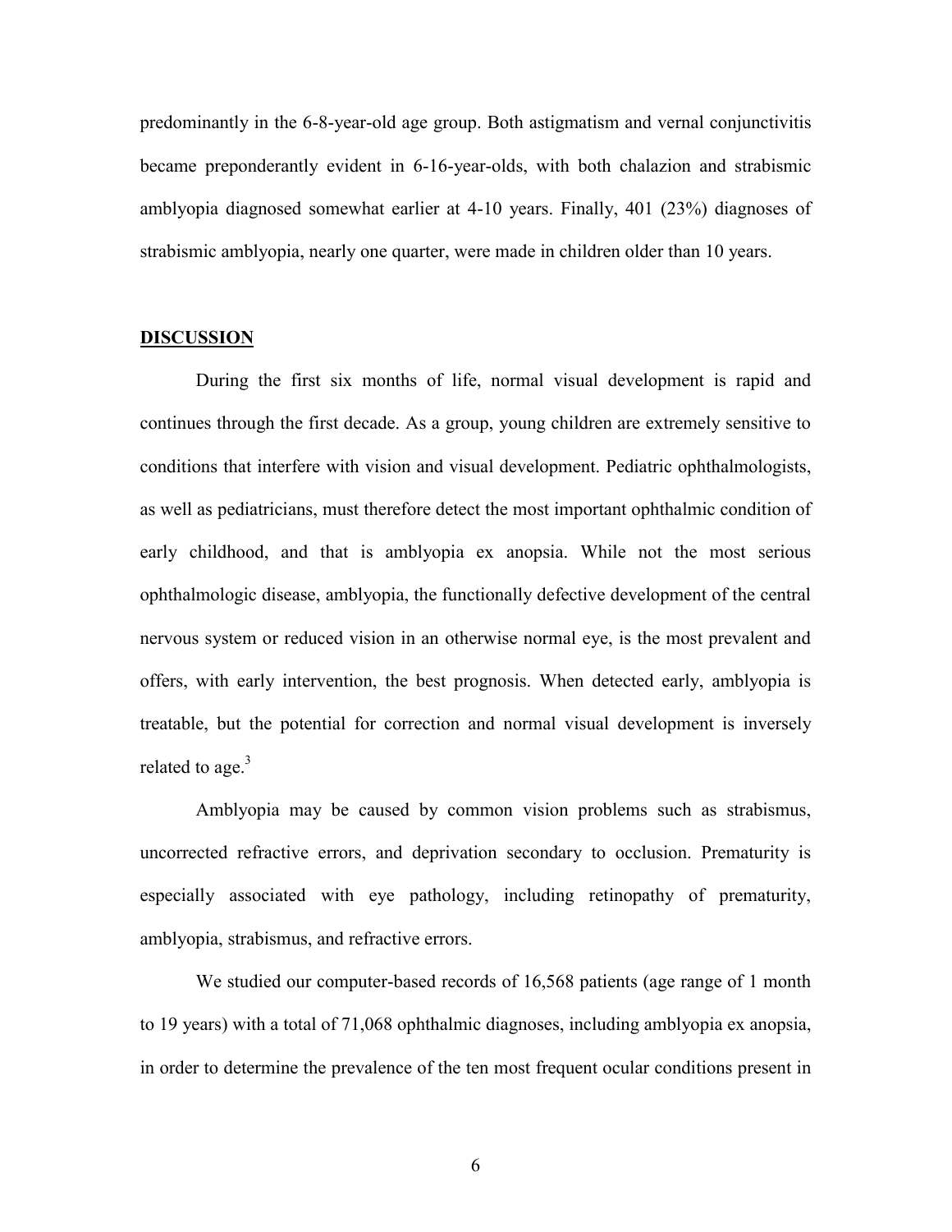predominantly in the 6-8-year-old age group. Both astigmatism and vernal conjunctivitis became preponderantly evident in 6-16-year-olds, with both chalazion and strabismic amblyopia diagnosed somewhat earlier at 4-10 years. Finally, 401 (23%) diagnoses of strabismic amblyopia, nearly one quarter, were made in children older than 10 years.

## DISCUSSION

During the first six months of life, normal visual development is rapid and continues through the first decade. As a group, young children are extremely sensitive to conditions that interfere with vision and visual development. Pediatric ophthalmologists, as well as pediatricians, must therefore detect the most important ophthalmic condition of early childhood, and that is amblyopia ex anopsia. While not the most serious ophthalmologic disease, amblyopia, the functionally defective development of the central nervous system or reduced vision in an otherwise normal eye, is the most prevalent and offers, with early intervention, the best prognosis. When detected early, amblyopia is treatable, but the potential for correction and normal visual development is inversely related to age.[3]

Amblyopia may be caused by common vision problems such as strabismus, uncorrected refractive errors, and deprivation secondary to occlusion. Prematurity is especially associated with eye pathology, including retinopathy of prematurity, amblyopia, strabismus, and refractive errors.

We studied our computer-based records of 16,568 patients (age range of 1 month to 19 years) with a total of 71,068 ophthalmic diagnoses, including amblyopia ex anopsia, in order to determine the prevalence of the ten most frequent ocular conditions present in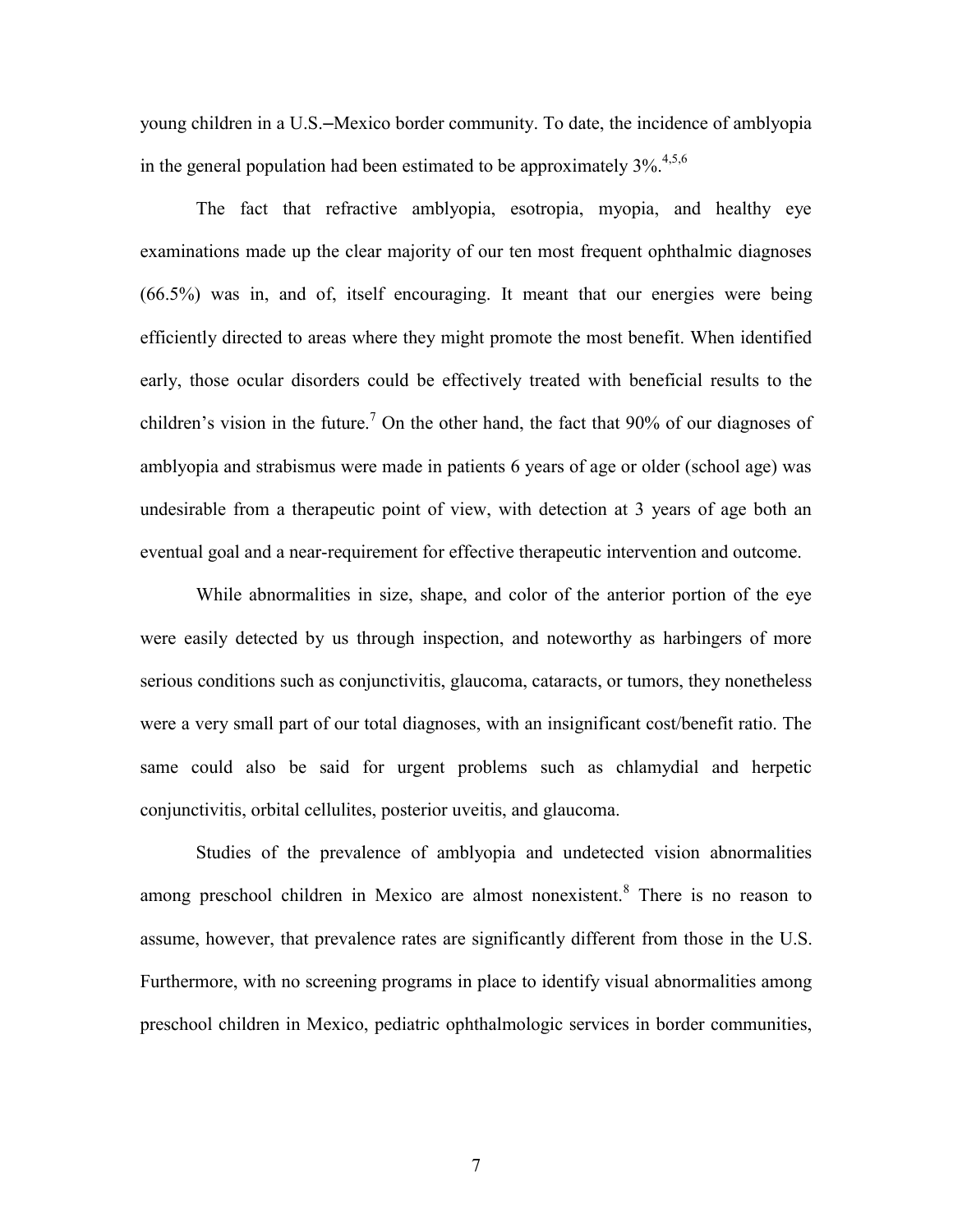young children in a U.S.–Mexico border community. To date, the incidence of amblyopia in the general population had been estimated to be approximately 3%.[4,5,6]

The fact that refractive amblyopia, esotropia, myopia, and healthy eye examinations made up the clear majority of our ten most frequent ophthalmic diagnoses (66.5%) was in, and of, itself encouraging. It meant that our energies were being efficiently directed to areas where they might promote the most benefit. When identified early, those ocular disorders could be effectively treated with beneficial results to the children's vision in the future.[7] On the other hand, the fact that 90% of our diagnoses of amblyopia and strabismus were made in patients 6 years of age or older (school age) was undesirable from a therapeutic point of view, with detection at 3 years of age both an eventual goal and a near-requirement for effective therapeutic intervention and outcome.

While abnormalities in size, shape, and color of the anterior portion of the eye were easily detected by us through inspection, and noteworthy as harbingers of more serious conditions such as conjunctivitis, glaucoma, cataracts, or tumors, they nonetheless were a very small part of our total diagnoses, with an insignificant cost/benefit ratio. The same could also be said for urgent problems such as chlamydial and herpetic conjunctivitis, orbital cellulites, posterior uveitis, and glaucoma.

Studies of the prevalence of amblyopia and undetected vision abnormalities among preschool children in Mexico are almost nonexistent.[8] There is no reason to assume, however, that prevalence rates are significantly different from those in the U.S. Furthermore, with no screening programs in place to identify visual abnormalities among preschool children in Mexico, pediatric ophthalmologic services in border communities,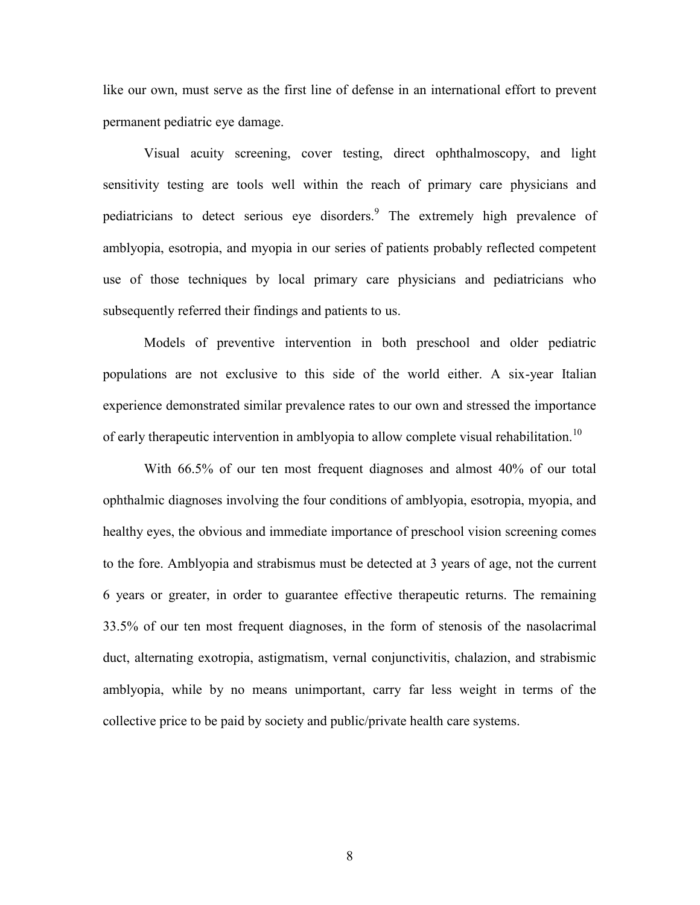like our own, must serve as the first line of defense in an international effort to prevent permanent pediatric eye damage.

Visual acuity screening, cover testing, direct ophthalmoscopy, and light sensitivity testing are tools well within the reach of primary care physicians and pediatricians to detect serious eye disorders.[9] The extremely high prevalence of amblyopia, esotropia, and myopia in our series of patients probably reflected competent use of those techniques by local primary care physicians and pediatricians who subsequently referred their findings and patients to us.

Models of preventive intervention in both preschool and older pediatric populations are not exclusive to this side of the world either. A six-year Italian experience demonstrated similar prevalence rates to our own and stressed the importance of early therapeutic intervention in amblyopia to allow complete visual rehabilitation.[10]

With 66.5% of our ten most frequent diagnoses and almost 40% of our total ophthalmic diagnoses involving the four conditions of amblyopia, esotropia, myopia, and healthy eyes, the obvious and immediate importance of preschool vision screening comes to the fore. Amblyopia and strabismus must be detected at 3 years of age, not the current 6 years or greater, in order to guarantee effective therapeutic returns. The remaining 33.5% of our ten most frequent diagnoses, in the form of stenosis of the nasolacrimal duct, alternating exotropia, astigmatism, vernal conjunctivitis, chalazion, and strabismic amblyopia, while by no means unimportant, carry far less weight in terms of the collective price to be paid by society and public/private health care systems.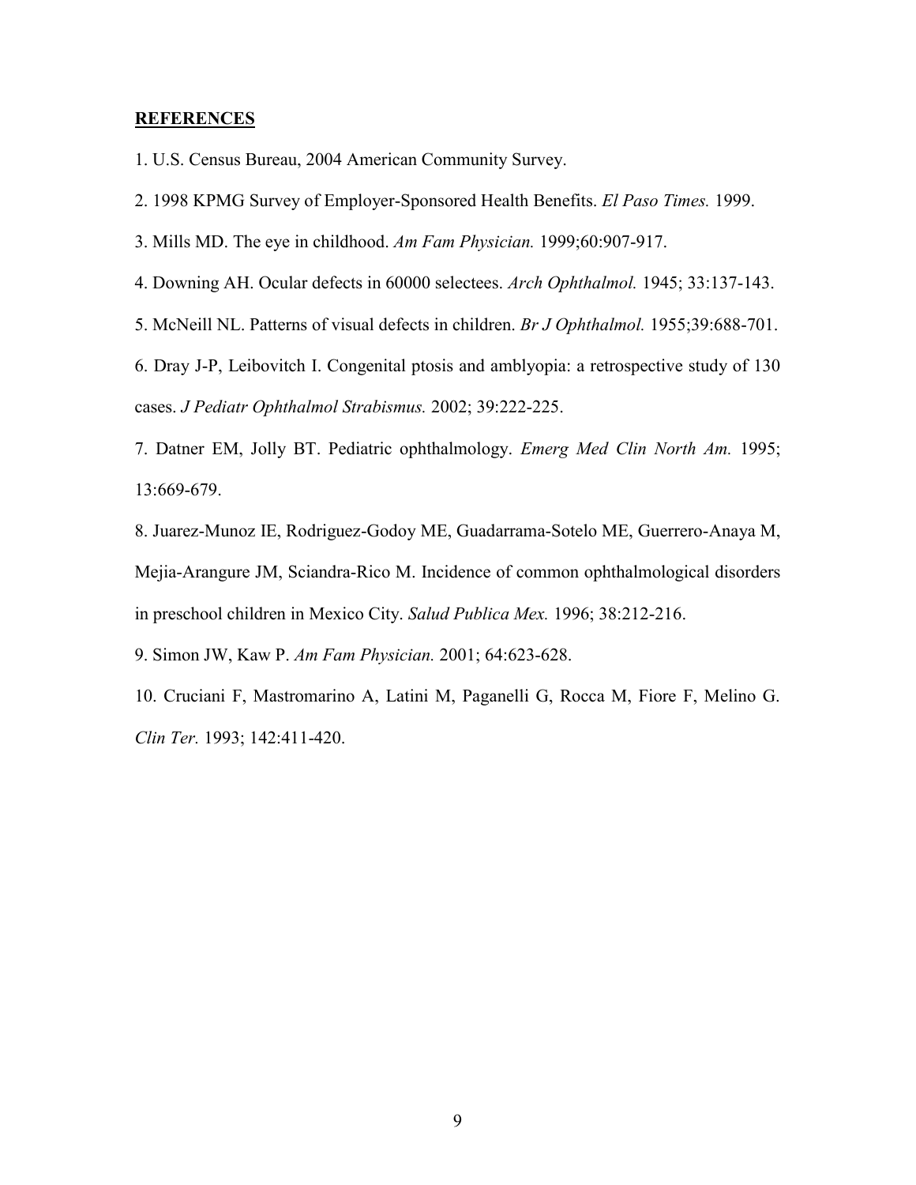## REFERENCES

1. U.S. Census Bureau, 2004 American Community Survey.

2. 1998 KPMG Survey of Employer-Sponsored Health Benefits. *El Paso Times.* 1999.

3. Mills MD. The eye in childhood. *Am Fam Physician.* 1999;60:907-917.

4. Downing AH. Ocular defects in 60000 selectees. *Arch Ophthalmol.* 1945; 33:137-143.

5. McNeill NL. Patterns of visual defects in children. *Br J Ophthalmol.* 1955;39:688-701.

6. Dray J-P, Leibovitch I. Congenital ptosis and amblyopia: a retrospective study of 130 cases. *J Pediatr Ophthalmol Strabismus.* 2002; 39:222-225.

7. Datner EM, Jolly BT. Pediatric ophthalmology. *Emerg Med Clin North Am.* 1995; 13:669-679.

8. Juarez-Munoz IE, Rodriguez-Godoy ME, Guadarrama-Sotelo ME, Guerrero-Anaya M, Mejia-Arangure JM, Sciandra-Rico M. Incidence of common ophthalmological disorders in preschool children in Mexico City. *Salud Publica Mex.* 1996; 38:212-216.

9. Simon JW, Kaw P. *Am Fam Physician.* 2001; 64:623-628.

10. Cruciani F, Mastromarino A, Latini M, Paganelli G, Rocca M, Fiore F, Melino G. *Clin Ter.* 1993; 142:411-420.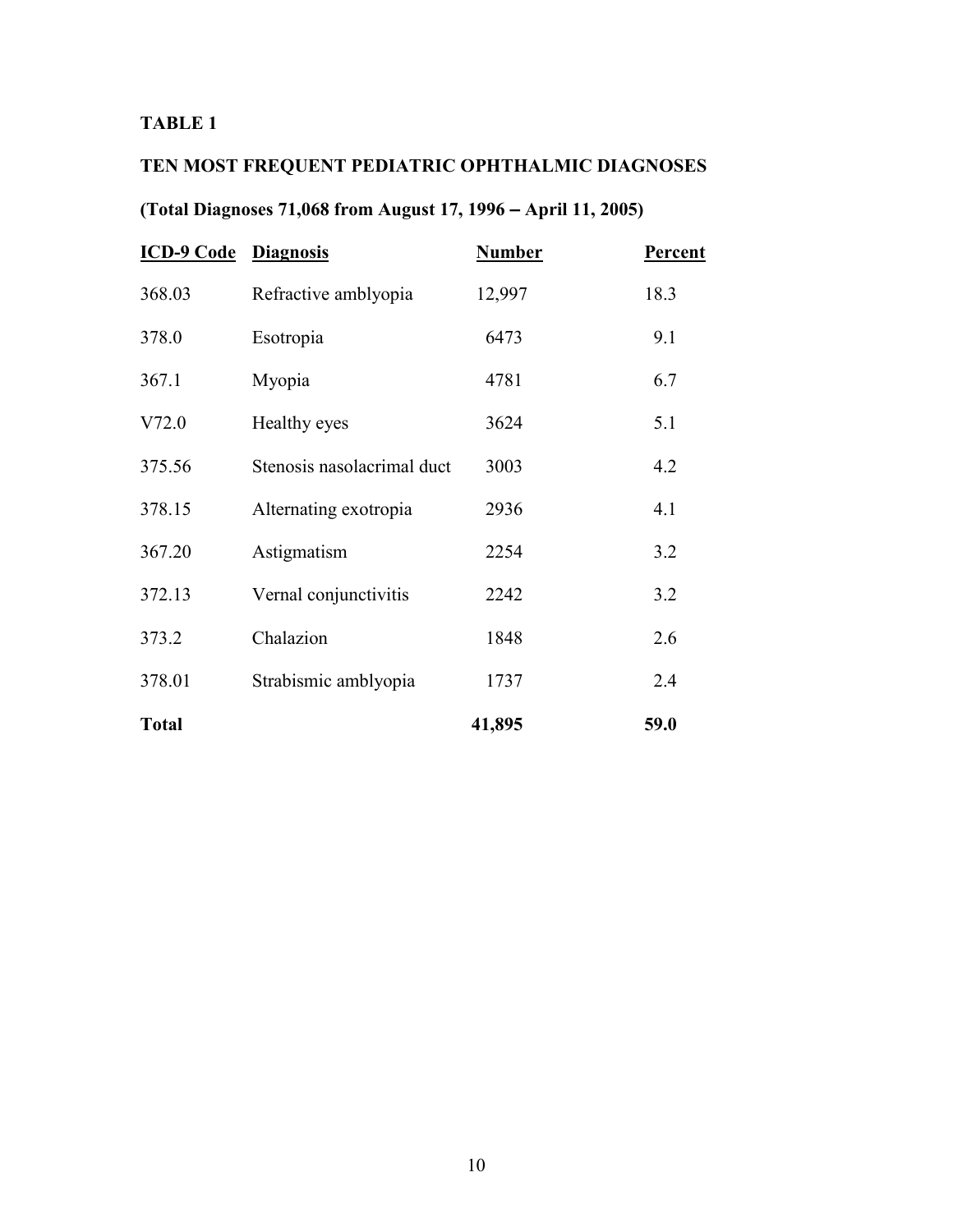**TABLE 1**

**TEN MOST FREQUENT PEDIATRIC OPHTHALMIC DIAGNOSES**

**(Total Diagnoses 71,068 from August 17, 1996 – April 11, 2005)**

| ICD-9 Code | Diagnosis | Number | Percent |
|---|---|---|---|
| 368.03 | Refractive amblyopia | 12,997 | 18.3 |
| 378.0 | Esotropia | 6473 | 9.1 |
| 367.1 | Myopia | 4781 | 6.7 |
| V72.0 | Healthy eyes | 3624 | 5.1 |
| 375.56 | Stenosis nasolacrimal duct | 3003 | 4.2 |
| 378.15 | Alternating exotropia | 2936 | 4.1 |
| 367.20 | Astigmatism | 2254 | 3.2 |
| 372.13 | Vernal conjunctivitis | 2242 | 3.2 |
| 373.2 | Chalazion | 1848 | 2.6 |
| 378.01 | Strabismic amblyopia | 1737 | 2.4 |
| **Total** | | **41,895** | **59.0** |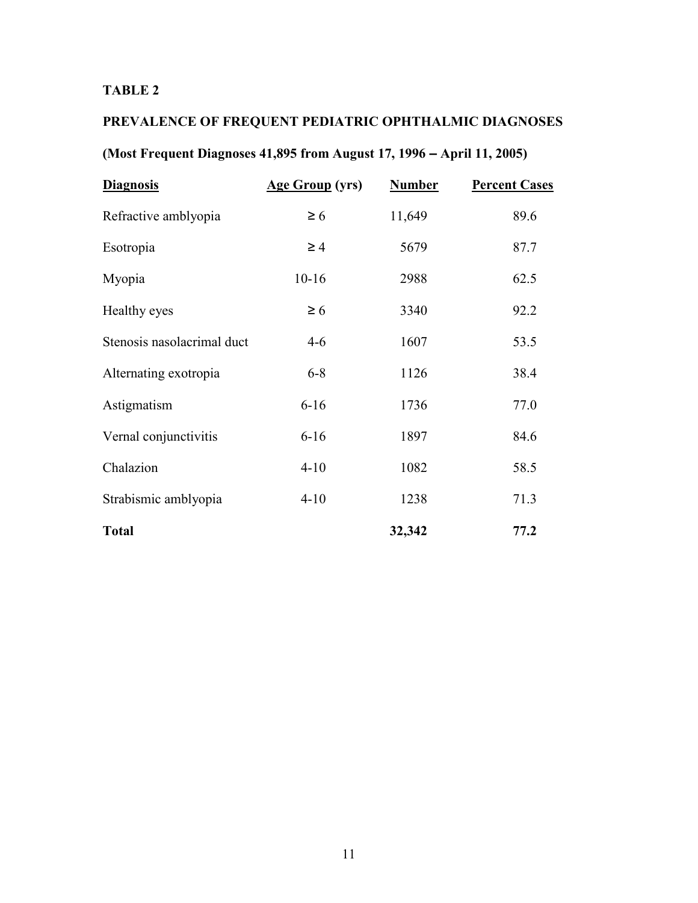**TABLE 2**

**PREVALENCE OF FREQUENT PEDIATRIC OPHTHALMIC DIAGNOSES**

**(Most Frequent Diagnoses 41,895 from August 17, 1996 – April 11, 2005)**

| Diagnosis | Age Group (yrs) | Number | Percent Cases |
|---|---|---|---|
| Refractive amblyopia | ≥ 6 | 11,649 | 89.6 |
| Esotropia | ≥ 4 | 5679 | 87.7 |
| Myopia | 10-16 | 2988 | 62.5 |
| Healthy eyes | ≥ 6 | 3340 | 92.2 |
| Stenosis nasolacrimal duct | 4-6 | 1607 | 53.5 |
| Alternating exotropia | 6-8 | 1126 | 38.4 |
| Astigmatism | 6-16 | 1736 | 77.0 |
| Vernal conjunctivitis | 6-16 | 1897 | 84.6 |
| Chalazion | 4-10 | 1082 | 58.5 |
| Strabismic amblyopia | 4-10 | 1238 | 71.3 |
| **Total** | | **32,342** | **77.2** |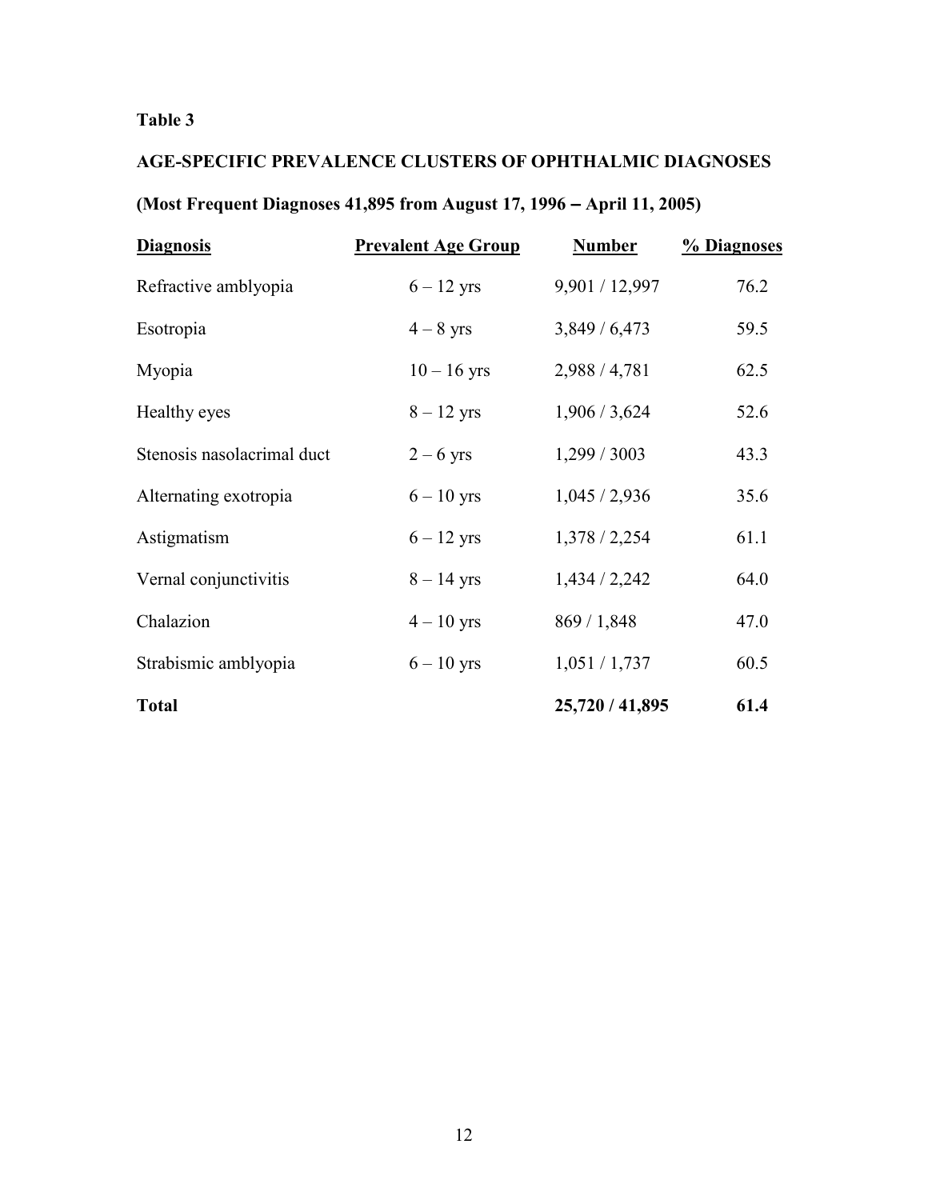**Table 3**

**AGE-SPECIFIC PREVALENCE CLUSTERS OF OPHTHALMIC DIAGNOSES**

**(Most Frequent Diagnoses 41,895 from August 17, 1996 – April 11, 2005)**

| Diagnosis | Prevalent Age Group | Number | % Diagnoses |
|---|---|---|---|
| Refractive amblyopia | 6 – 12 yrs | 9,901 / 12,997 | 76.2 |
| Esotropia | 4 – 8 yrs | 3,849 / 6,473 | 59.5 |
| Myopia | 10 – 16 yrs | 2,988 / 4,781 | 62.5 |
| Healthy eyes | 8 – 12 yrs | 1,906 / 3,624 | 52.6 |
| Stenosis nasolacrimal duct | 2 – 6 yrs | 1,299 / 3003 | 43.3 |
| Alternating exotropia | 6 – 10 yrs | 1,045 / 2,936 | 35.6 |
| Astigmatism | 6 – 12 yrs | 1,378 / 2,254 | 61.1 |
| Vernal conjunctivitis | 8 – 14 yrs | 1,434 / 2,242 | 64.0 |
| Chalazion | 4 – 10 yrs | 869 / 1,848 | 47.0 |
| Strabismic amblyopia | 6 – 10 yrs | 1,051 / 1,737 | 60.5 |
| **Total** | | **25,720 / 41,895** | **61.4** |